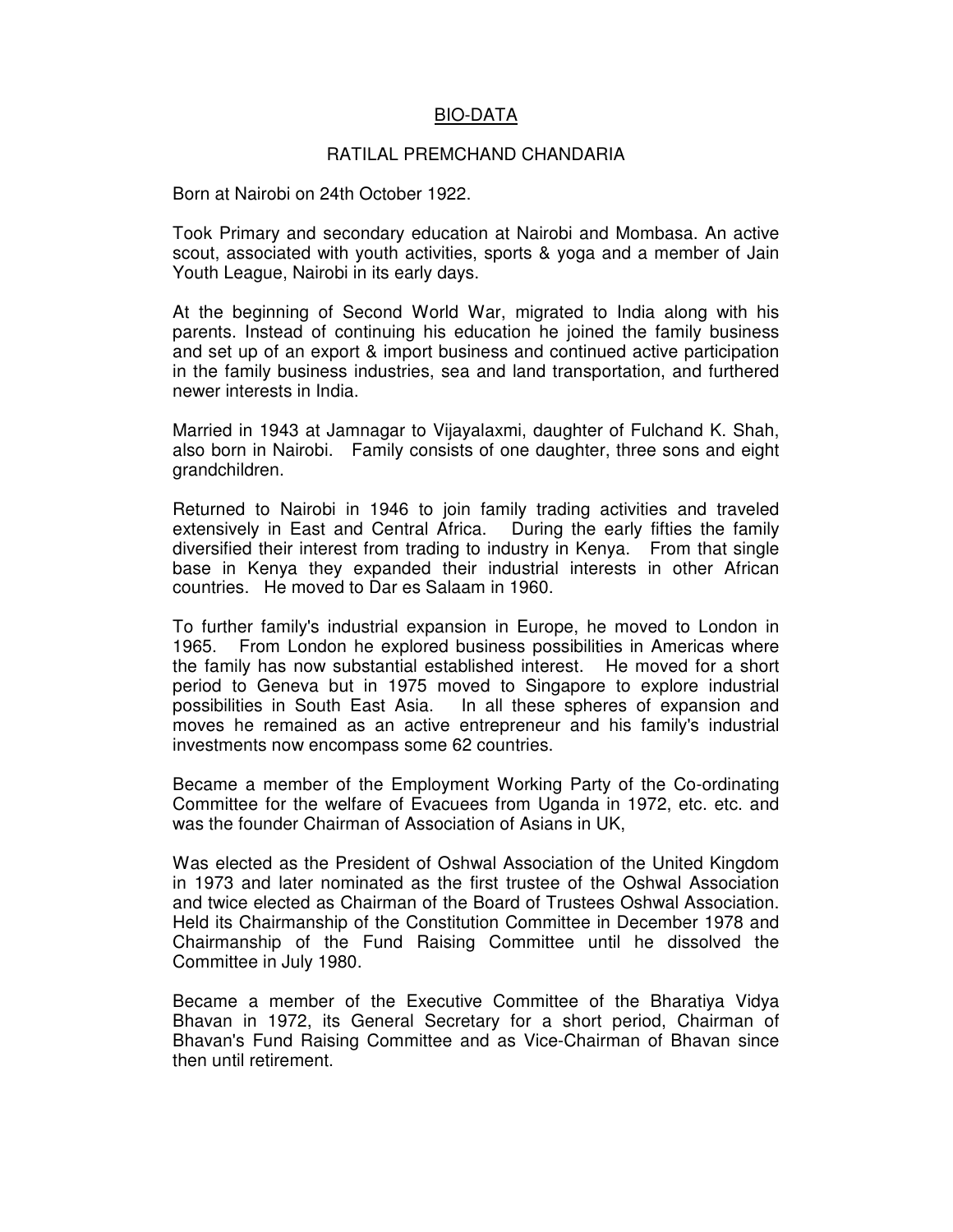# BIO-DATA

## RATILAL PREMCHAND CHANDARIA

Born at Nairobi on 24th October 1922.

Took Primary and secondary education at Nairobi and Mombasa. An active scout, associated with youth activities, sports & yoga and a member of Jain Youth League, Nairobi in its early days.

At the beginning of Second World War, migrated to India along with his parents. Instead of continuing his education he joined the family business and set up of an export & import business and continued active participation in the family business industries, sea and land transportation, and furthered newer interests in India.

Married in 1943 at Jamnagar to Vijayalaxmi, daughter of Fulchand K. Shah, also born in Nairobi. Family consists of one daughter, three sons and eight grandchildren.

Returned to Nairobi in 1946 to join family trading activities and traveled extensively in East and Central Africa. During the early fifties the family diversified their interest from trading to industry in Kenya. From that single base in Kenya they expanded their industrial interests in other African countries. He moved to Dar es Salaam in 1960.

To further family's industrial expansion in Europe, he moved to London in 1965. From London he explored business possibilities in Americas where the family has now substantial established interest. He moved for a short period to Geneva but in 1975 moved to Singapore to explore industrial possibilities in South East Asia. In all these spheres of expansion and moves he remained as an active entrepreneur and his family's industrial investments now encompass some 62 countries.

Became a member of the Employment Working Party of the Co-ordinating Committee for the welfare of Evacuees from Uganda in 1972, etc. etc. and was the founder Chairman of Association of Asians in UK,

Was elected as the President of Oshwal Association of the United Kingdom in 1973 and later nominated as the first trustee of the Oshwal Association and twice elected as Chairman of the Board of Trustees Oshwal Association. Held its Chairmanship of the Constitution Committee in December 1978 and Chairmanship of the Fund Raising Committee until he dissolved the Committee in July 1980.

Became a member of the Executive Committee of the Bharatiya Vidya Bhavan in 1972, its General Secretary for a short period, Chairman of Bhavan's Fund Raising Committee and as Vice-Chairman of Bhavan since then until retirement.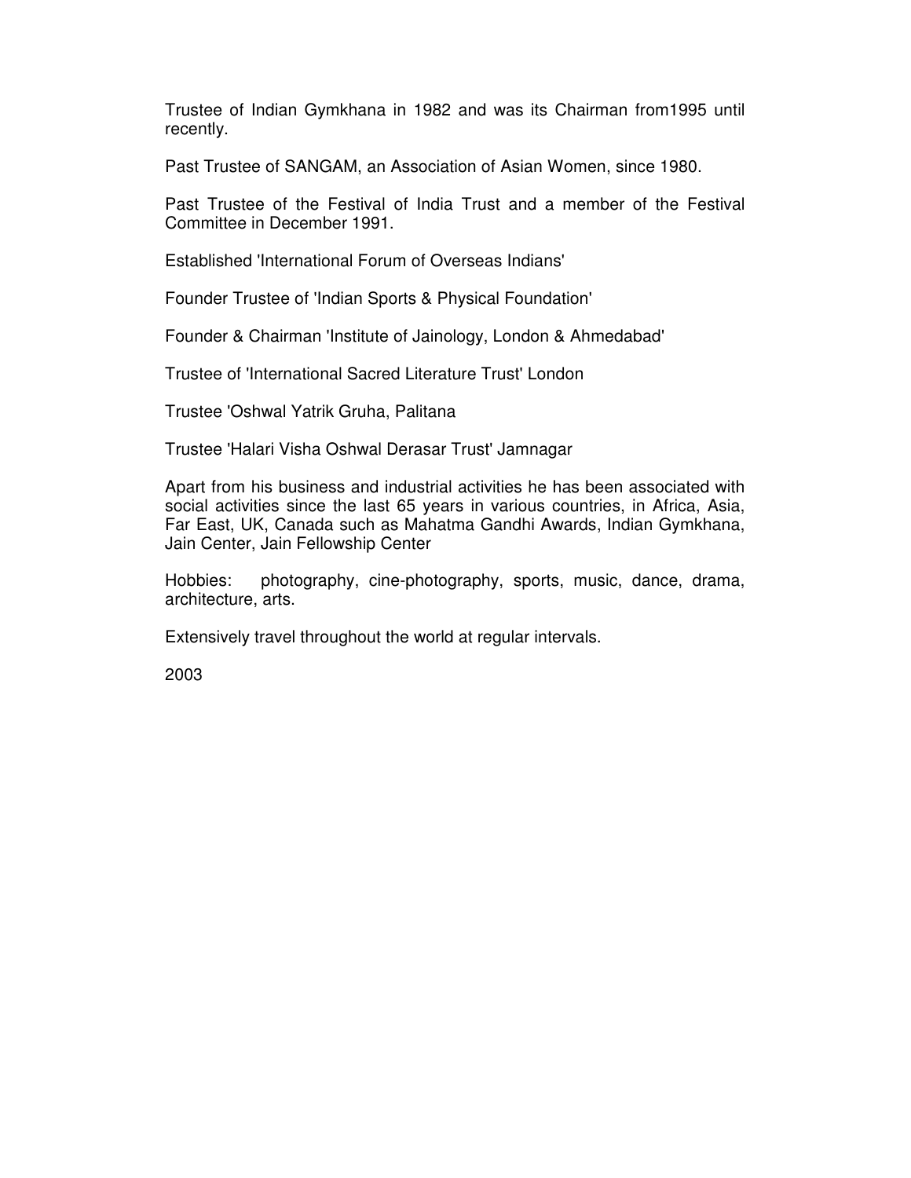Trustee of Indian Gymkhana in 1982 and was its Chairman from1995 until recently.

Past Trustee of SANGAM, an Association of Asian Women, since 1980.

Past Trustee of the Festival of India Trust and a member of the Festival Committee in December 1991.

Established 'International Forum of Overseas Indians'

Founder Trustee of 'Indian Sports & Physical Foundation'

Founder & Chairman 'Institute of Jainology, London & Ahmedabad'

Trustee of 'International Sacred Literature Trust' London

Trustee 'Oshwal Yatrik Gruha, Palitana

Trustee 'Halari Visha Oshwal Derasar Trust' Jamnagar

Apart from his business and industrial activities he has been associated with social activities since the last 65 years in various countries, in Africa, Asia, Far East, UK, Canada such as Mahatma Gandhi Awards, Indian Gymkhana, Jain Center, Jain Fellowship Center

Hobbies: photography, cine-photography, sports, music, dance, drama, architecture, arts.

Extensively travel throughout the world at regular intervals.

2003